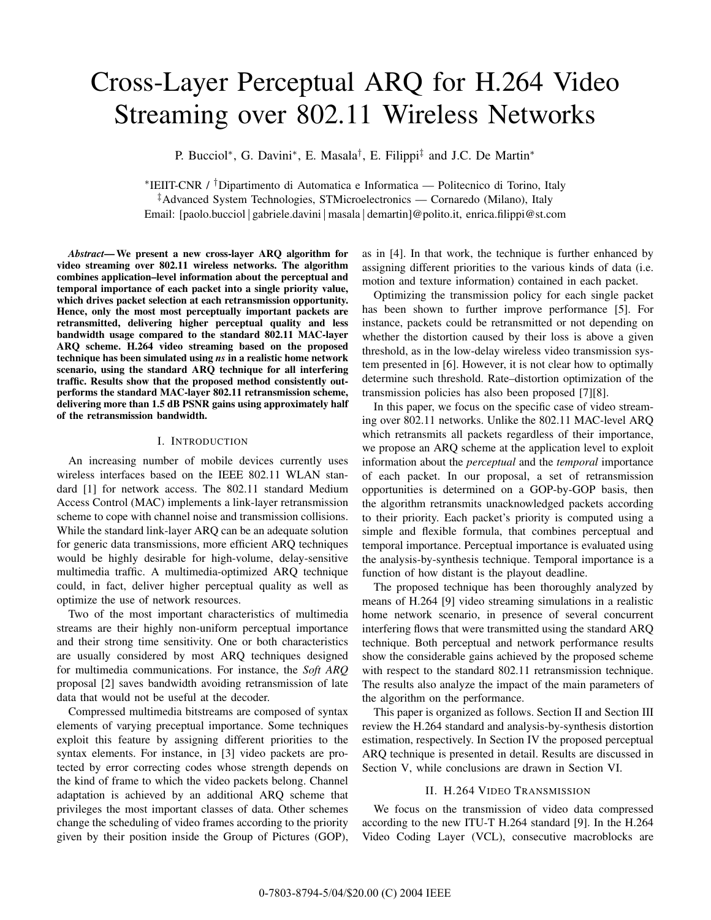# Cross-Layer Perceptual ARQ for H.264 Video Streaming over 802.11 Wireless Networks

P. Bucciol*, G. Davini*, E. Masala†, E. Filippi‡ and J.C. De Martin*

*IEIIT-CNR / †Dipartimento di Automatica e Informatica — Politecnico di Torino, Italy
‡Advanced System Technologies, STMicroelectronics — Cornaredo (Milano), Italy
Email: [paolo.bucciol | gabriele.davini | masala | demartin]@polito.it, enrica.filippi@st.com

***Abstract*— We present a new cross-layer ARQ algorithm for video streaming over 802.11 wireless networks. The algorithm combines application–level information about the perceptual and temporal importance of each packet into a single priority value, which drives packet selection at each retransmission opportunity. Hence, only the most most perceptually important packets are retransmitted, delivering higher perceptual quality and less bandwidth usage compared to the standard 802.11 MAC-layer ARQ scheme. H.264 video streaming based on the proposed technique has been simulated using *ns* in a realistic home network scenario, using the standard ARQ technique for all interfering traffic. Results show that the proposed method consistently outperforms the standard MAC-layer 802.11 retransmission scheme, delivering more than 1.5 dB PSNR gains using approximately half of the retransmission bandwidth.**

## I. Introduction

An increasing number of mobile devices currently uses wireless interfaces based on the IEEE 802.11 WLAN standard [1] for network access. The 802.11 standard Medium Access Control (MAC) implements a link-layer retransmission scheme to cope with channel noise and transmission collisions. While the standard link-layer ARQ can be an adequate solution for generic data transmissions, more efficient ARQ techniques would be highly desirable for high-volume, delay-sensitive multimedia traffic. A multimedia-optimized ARQ technique could, in fact, deliver higher perceptual quality as well as optimize the use of network resources.

Two of the most important characteristics of multimedia streams are their highly non-uniform perceptual importance and their strong time sensitivity. One or both characteristics are usually considered by most ARQ techniques designed for multimedia communications. For instance, the *Soft ARQ* proposal [2] saves bandwidth avoiding retransmission of late data that would not be useful at the decoder.

Compressed multimedia bitstreams are composed of syntax elements of varying preceptual importance. Some techniques exploit this feature by assigning different priorities to the syntax elements. For instance, in [3] video packets are protected by error correcting codes whose strength depends on the kind of frame to which the video packets belong. Channel adaptation is achieved by an additional ARQ scheme that privileges the most important classes of data. Other schemes change the scheduling of video frames according to the priority given by their position inside the Group of Pictures (GOP), as in [4]. In that work, the technique is further enhanced by assigning different priorities to the various kinds of data (i.e. motion and texture information) contained in each packet.

Optimizing the transmission policy for each single packet has been shown to further improve performance [5]. For instance, packets could be retransmitted or not depending on whether the distortion caused by their loss is above a given threshold, as in the low-delay wireless video transmission system presented in [6]. However, it is not clear how to optimally determine such threshold. Rate–distortion optimization of the transmission policies has also been proposed [7][8].

In this paper, we focus on the specific case of video streaming over 802.11 networks. Unlike the 802.11 MAC-level ARQ which retransmits all packets regardless of their importance, we propose an ARQ scheme at the application level to exploit information about the *perceptual* and the *temporal* importance of each packet. In our proposal, a set of retransmission opportunities is determined on a GOP-by-GOP basis, then the algorithm retransmits unacknowledged packets according to their priority. Each packet's priority is computed using a simple and flexible formula, that combines perceptual and temporal importance. Perceptual importance is evaluated using the analysis-by-synthesis technique. Temporal importance is a function of how distant is the playout deadline.

The proposed technique has been thoroughly analyzed by means of H.264 [9] video streaming simulations in a realistic home network scenario, in presence of several concurrent interfering flows that were transmitted using the standard ARQ technique. Both perceptual and network performance results show the considerable gains achieved by the proposed scheme with respect to the standard 802.11 retransmission technique. The results also analyze the impact of the main parameters of the algorithm on the performance.

This paper is organized as follows. Section II and Section III review the H.264 standard and analysis-by-synthesis distortion estimation, respectively. In Section IV the proposed perceptual ARQ technique is presented in detail. Results are discussed in Section V, while conclusions are drawn in Section VI.

## II. H.264 Video Transmission

We focus on the transmission of video data compressed according to the new ITU-T H.264 standard [9]. In the H.264 Video Coding Layer (VCL), consecutive macroblocks are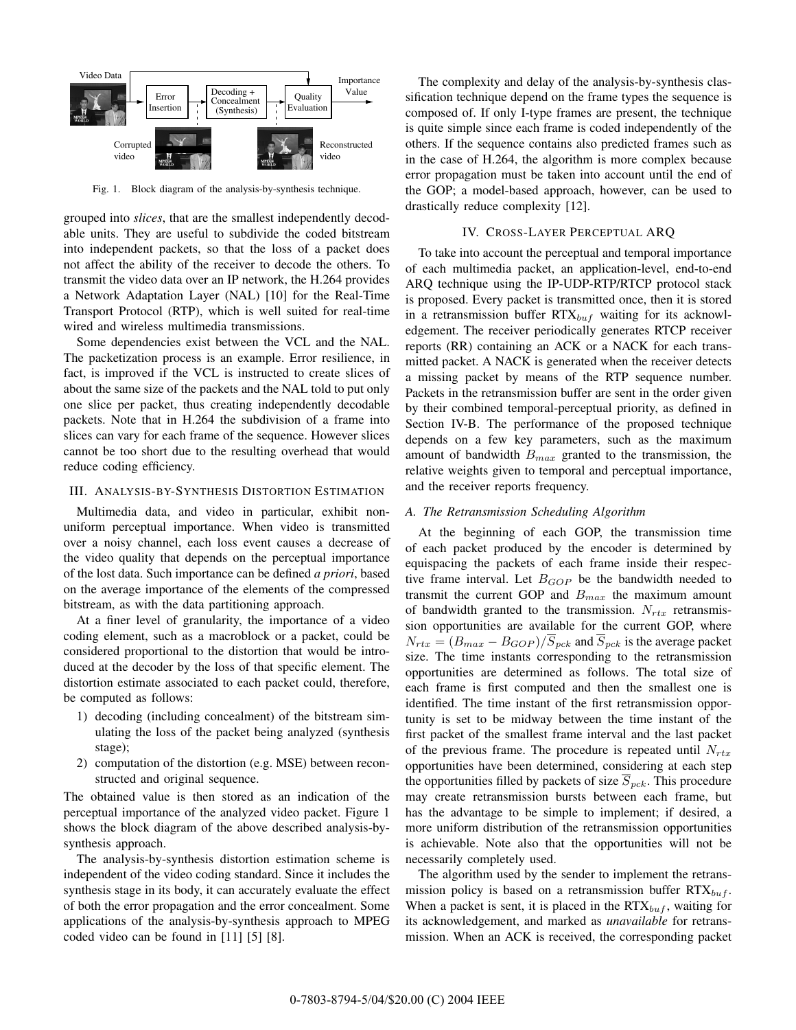Fig. 1. Block diagram of the analysis-by-synthesis technique.

grouped into *slices*, that are the smallest independently decodable units. They are useful to subdivide the coded bitstream into independent packets, so that the loss of a packet does not affect the ability of the receiver to decode the others. To transmit the video data over an IP network, the H.264 provides a Network Adaptation Layer (NAL) [10] for the Real-Time Transport Protocol (RTP), which is well suited for real-time wired and wireless multimedia transmissions.

Some dependencies exist between the VCL and the NAL. The packetization process is an example. Error resilience, in fact, is improved if the VCL is instructed to create slices of about the same size of the packets and the NAL told to put only one slice per packet, thus creating independently decodable packets. Note that in H.264 the subdivision of a frame into slices can vary for each frame of the sequence. However slices cannot be too short due to the resulting overhead that would reduce coding efficiency.

## III. Analysis-by-Synthesis Distortion Estimation

Multimedia data, and video in particular, exhibit non-uniform perceptual importance. When video is transmitted over a noisy channel, each loss event causes a decrease of the video quality that depends on the perceptual importance of the lost data. Such importance can be defined *a priori*, based on the average importance of the elements of the compressed bitstream, as with the data partitioning approach.

At a finer level of granularity, the importance of a video coding element, such as a macroblock or a packet, could be considered proportional to the distortion that would be introduced at the decoder by the loss of that specific element. The distortion estimate associated to each packet could, therefore, be computed as follows:

1) decoding (including concealment) of the bitstream simulating the loss of the packet being analyzed (synthesis stage);
2) computation of the distortion (e.g. MSE) between reconstructed and original sequence.

The obtained value is then stored as an indication of the perceptual importance of the analyzed video packet. Figure 1 shows the block diagram of the above described analysis-by-synthesis approach.

The analysis-by-synthesis distortion estimation scheme is independent of the video coding standard. Since it includes the synthesis stage in its body, it can accurately evaluate the effect of both the error propagation and the error concealment. Some applications of the analysis-by-synthesis approach to MPEG coded video can be found in [11] [5] [8].

The complexity and delay of the analysis-by-synthesis classification technique depend on the frame types the sequence is composed of. If only I-type frames are present, the technique is quite simple since each frame is coded independently of the others. If the sequence contains also predicted frames such as in the case of H.264, the algorithm is more complex because error propagation must be taken into account until the end of the GOP; a model-based approach, however, can be used to drastically reduce complexity [12].

## IV. Cross-Layer Perceptual ARQ

To take into account the perceptual and temporal importance of each multimedia packet, an application-level, end-to-end ARQ technique using the IP-UDP-RTP/RTCP protocol stack is proposed. Every packet is transmitted once, then it is stored in a retransmission buffer $RTX_{buf}$ waiting for its acknowledgement. The receiver periodically generates RTCP receiver reports (RR) containing an ACK or a NACK for each transmitted packet. A NACK is generated when the receiver detects a missing packet by means of the RTP sequence number. Packets in the retransmission buffer are sent in the order given by their combined temporal-perceptual priority, as defined in Section IV-B. The performance of the proposed technique depends on a few key parameters, such as the maximum amount of bandwidth $B_{max}$ granted to the transmission, the relative weights given to temporal and perceptual importance, and the receiver reports frequency.

### A. The Retransmission Scheduling Algorithm

At the beginning of each GOP, the transmission time of each packet produced by the encoder is determined by equispacing the packets of each frame inside their respective frame interval. Let $B_{GOP}$ be the bandwidth needed to transmit the current GOP and $B_{max}$ the maximum amount of bandwidth granted to the transmission. $N_{rtx}$ retransmission opportunities are available for the current GOP, where $N_{rtx} = (B_{max} - B_{GOP})/\overline{S}_{pck}$ and $\overline{S}_{pck}$ is the average packet size. The time instants corresponding to the retransmission opportunities are determined as follows. The total size of each frame is first computed and then the smallest one is identified. The time instant of the first retransmission opportunity is set to be midway between the time instant of the first packet of the smallest frame interval and the last packet of the previous frame. The procedure is repeated until $N_{rtx}$ opportunities have been determined, considering at each step the opportunities filled by packets of size $\overline{S}_{pck}$. This procedure may create retransmission bursts between each frame, but has the advantage to be simple to implement; if desired, a more uniform distribution of the retransmission opportunities is achievable. Note also that the opportunities will not be necessarily completely used.

The algorithm used by the sender to implement the retransmission policy is based on a retransmission buffer $RTX_{buf}$. When a packet is sent, it is placed in the $RTX_{buf}$, waiting for its acknowledgement, and marked as *unavailable* for retransmission. When an ACK is received, the corresponding packet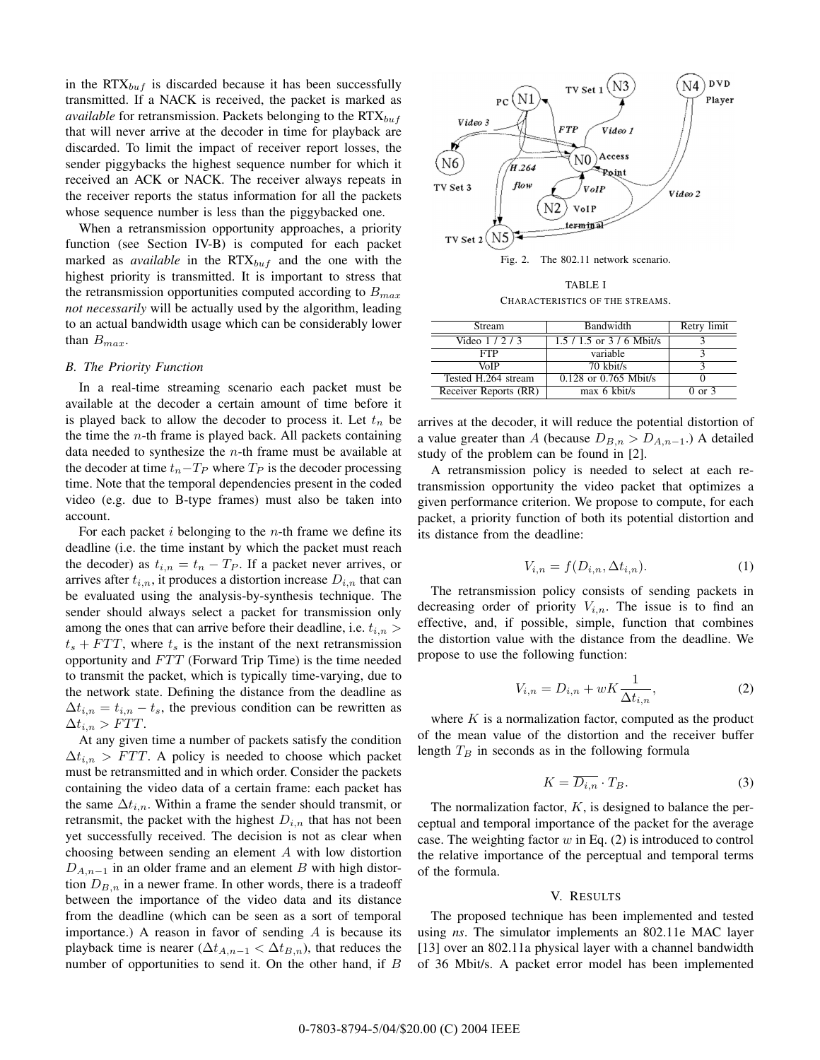in the $RTX_{buf}$ is discarded because it has been successfully transmitted. If a NACK is received, the packet is marked as *available* for retransmission. Packets belonging to the $RTX_{buf}$ that will never arrive at the decoder in time for playback are discarded. To limit the impact of receiver report losses, the sender piggybacks the highest sequence number for which it received an ACK or NACK. The receiver always repeats in the receiver reports the status information for all the packets whose sequence number is less than the piggybacked one.

When a retransmission opportunity approaches, a priority function (see Section IV-B) is computed for each packet marked as *available* in the $RTX_{buf}$ and the one with the highest priority is transmitted. It is important to stress that the retransmission opportunities computed according to $B_{max}$ *not necessarily* will be actually used by the algorithm, leading to an actual bandwidth usage which can be considerably lower than $B_{max}$.

### B. The Priority Function

In a real-time streaming scenario each packet must be available at the decoder a certain amount of time before it is played back to allow the decoder to process it. Let $t_n$ be the time the $n$-th frame is played back. All packets containing data needed to synthesize the $n$-th frame must be available at the decoder at time $t_n - T_P$ where $T_P$ is the decoder processing time. Note that the temporal dependencies present in the coded video (e.g. due to B-type frames) must also be taken into account.

For each packet $i$ belonging to the $n$-th frame we define its deadline (i.e. the time instant by which the packet must reach the decoder) as $t_{i,n} = t_n - T_P$. If a packet never arrives, or arrives after $t_{i,n}$, it produces a distortion increase $D_{i,n}$ that can be evaluated using the analysis-by-synthesis technique. The sender should always select a packet for transmission only among the ones that can arrive before their deadline, i.e. $t_{i,n} > t_s + FTT$, where $t_s$ is the instant of the next retransmission opportunity and $FTT$ (Forward Trip Time) is the time needed to transmit the packet, which is typically time-varying, due to the network state. Defining the distance from the deadline as $\Delta t_{i,n} = t_{i,n} - t_s$, the previous condition can be rewritten as $\Delta t_{i,n} > FTT$.

At any given time a number of packets satisfy the condition $\Delta t_{i,n} > FTT$. A policy is needed to choose which packet must be retransmitted and in which order. Consider the packets containing the video data of a certain frame: each packet has the same $\Delta t_{i,n}$. Within a frame the sender should transmit, or retransmit, the packet with the highest $D_{i,n}$ that has not been yet successfully received. The decision is not as clear when choosing between sending an element $A$ with low distortion $D_{A,n-1}$ in an older frame and an element $B$ with high distortion $D_{B,n}$ in a newer frame. In other words, there is a tradeoff between the importance of the video data and its distance from the deadline (which can be seen as a sort of temporal importance.) A reason in favor of sending $A$ is because its playback time is nearer ($\Delta t_{A,n-1} < \Delta t_{B,n}$), that reduces the number of opportunities to send it. On the other hand, if $B$ arrives at the decoder, it will reduce the potential distortion of a value greater than $A$ (because $D_{B,n} > D_{A,n-1}$.) A detailed study of the problem can be found in [2].

A retransmission policy is needed to select at each retransmission opportunity the video packet that optimizes a given performance criterion. We propose to compute, for each packet, a priority function of both its potential distortion and its distance from the deadline:

$$V_{i,n} = f(D_{i,n}, \Delta t_{i,n}). \tag{1}$$

The retransmission policy consists of sending packets in decreasing order of priority $V_{i,n}$. The issue is to find an effective, and, if possible, simple, function that combines the distortion value with the distance from the deadline. We propose to use the following function:

$$V_{i,n} = D_{i,n} + wK \frac{1}{\Delta t_{i,n}}, \tag{2}$$

where $K$ is a normalization factor, computed as the product of the mean value of the distortion and the receiver buffer length $T_B$ in seconds as in the following formula

$$K = \overline{D_{i,n}} \cdot T_B. \tag{3}$$

The normalization factor, $K$, is designed to balance the perceptual and temporal importance of the packet for the average case. The weighting factor $w$ in Eq. (2) is introduced to control the relative importance of the perceptual and temporal terms of the formula.

Fig. 2. The 802.11 network scenario.

TABLE I
CHARACTERISTICS OF THE STREAMS.

| Stream | Bandwidth | Retry limit |
|---|---|---|
| Video 1 / 2 / 3 | 1.5 / 1.5 or 3 / 6 Mbit/s | 3 |
| FTP | variable | 3 |
| VoIP | 70 kbit/s | 3 |
| Tested H.264 stream | 0.128 or 0.765 Mbit/s | 0 |
| Receiver Reports (RR) | max 6 kbit/s | 0 or 3 |

## V. Results

The proposed technique has been implemented and tested using *ns*. The simulator implements an 802.11e MAC layer [13] over an 802.11a physical layer with a channel bandwidth of 36 Mbit/s. A packet error model has been implemented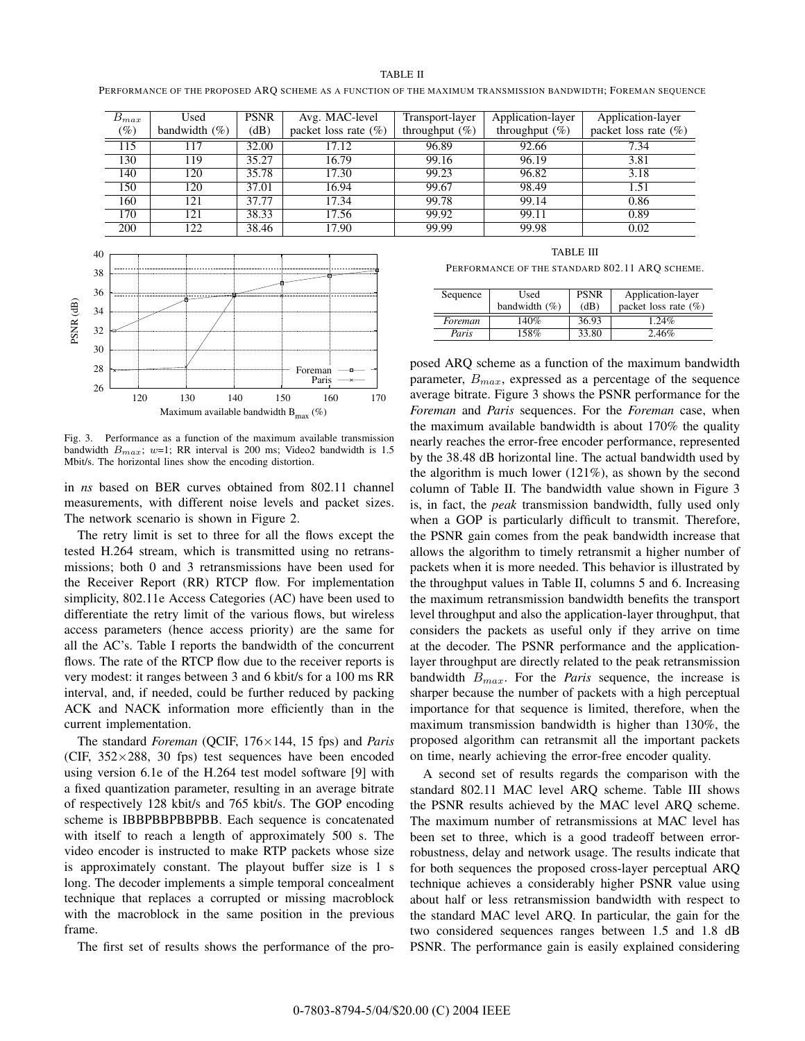TABLE II

PERFORMANCE OF THE PROPOSED ARQ SCHEME AS A FUNCTION OF THE MAXIMUM TRANSMISSION BANDWIDTH; FOREMAN SEQUENCE

| $B_{max}$ (%) | Used bandwidth (%) | PSNR (dB) | Avg. MAC-level packet loss rate (%) | Transport-layer throughput (%) | Application-layer throughput (%) | Application-layer packet loss rate (%) |
|---|---|---|---|---|---|---|
| 115 | 117 | 32.00 | 17.12 | 96.89 | 92.66 | 7.34 |
| 130 | 119 | 35.27 | 16.79 | 99.16 | 96.19 | 3.81 |
| 140 | 120 | 35.78 | 17.30 | 99.23 | 96.82 | 3.18 |
| 150 | 120 | 37.01 | 16.94 | 99.67 | 98.49 | 1.51 |
| 160 | 121 | 37.77 | 17.34 | 99.78 | 99.14 | 0.86 |
| 170 | 121 | 38.33 | 17.56 | 99.92 | 99.11 | 0.89 |
| 200 | 122 | 38.46 | 17.90 | 99.99 | 99.98 | 0.02 |

Fig. 3. Performance as a function of the maximum available transmission bandwidth $B_{max}$; $w$=1; RR interval is 200 ms; Video2 bandwidth is 1.5 Mbit/s. The horizontal lines show the encoding distortion.

in *ns* based on BER curves obtained from 802.11 channel measurements, with different noise levels and packet sizes. The network scenario is shown in Figure 2.

The retry limit is set to three for all the flows except the tested H.264 stream, which is transmitted using no retransmissions; both 0 and 3 retransmissions have been used for the Receiver Report (RR) RTCP flow. For implementation simplicity, 802.11e Access Categories (AC) have been used to differentiate the retry limit of the various flows, but wireless access parameters (hence access priority) are the same for all the AC's. Table I reports the bandwidth of the concurrent flows. The rate of the RTCP flow due to the receiver reports is very modest: it ranges between 3 and 6 kbit/s for a 100 ms RR interval, and, if needed, could be further reduced by packing ACK and NACK information more efficiently than in the current implementation.

The standard *Foreman* (QCIF, 176×144, 15 fps) and *Paris* (CIF, 352×288, 30 fps) test sequences have been encoded using version 6.1e of the H.264 test model software [9] with a fixed quantization parameter, resulting in an average bitrate of respectively 128 kbit/s and 765 kbit/s. The GOP encoding scheme is IBBPBBPBBPBB. Each sequence is concatenated with itself to reach a length of approximately 500 s. The video encoder is instructed to make RTP packets whose size is approximately constant. The playout buffer size is 1 s long. The decoder implements a simple temporal concealment technique that replaces a corrupted or missing macroblock with the macroblock in the same position in the previous frame.

The first set of results shows the performance of the proposed ARQ scheme as a function of the maximum bandwidth parameter, $B_{max}$, expressed as a percentage of the sequence average bitrate. Figure 3 shows the PSNR performance for the *Foreman* and *Paris* sequences. For the *Foreman* case, when the maximum available bandwidth is about 170% the quality nearly reaches the error-free encoder performance, represented by the 38.48 dB horizontal line. The actual bandwidth used by the algorithm is much lower (121%), as shown by the second column of Table II. The bandwidth value shown in Figure 3 is, in fact, the *peak* transmission bandwidth, fully used only when a GOP is particularly difficult to transmit. Therefore, the PSNR gain comes from the peak bandwidth increase that allows the algorithm to timely retransmit a higher number of packets when it is more needed. This behavior is illustrated by the throughput values in Table II, columns 5 and 6. Increasing the maximum retransmission bandwidth benefits the transport level throughput and also the application-layer throughput, that considers the packets as useful only if they arrive on time at the decoder. The PSNR performance and the application-layer throughput are directly related to the peak retransmission bandwidth $B_{max}$. For the *Paris* sequence, the increase is sharper because the number of packets with a high perceptual importance for that sequence is limited, therefore, when the maximum transmission bandwidth is higher than 130%, the proposed algorithm can retransmit all the important packets on time, nearly achieving the error-free encoder quality.

TABLE III

PERFORMANCE OF THE STANDARD 802.11 ARQ SCHEME.

| Sequence | Used bandwidth (%) | PSNR (dB) | Application-layer packet loss rate (%) |
|---|---|---|---|
| *Foreman* | 140% | 36.93 | 1.24% |
| *Paris* | 158% | 33.80 | 2.46% |

A second set of results regards the comparison with the standard 802.11 MAC level ARQ scheme. Table III shows the PSNR results achieved by the MAC level ARQ scheme. The maximum number of retransmissions at MAC level has been set to three, which is a good tradeoff between error-robustness, delay and network usage. The results indicate that for both sequences the proposed cross-layer perceptual ARQ technique achieves a considerably higher PSNR value using about half or less retransmission bandwidth with respect to the standard MAC level ARQ. In particular, the gain for the two considered sequences ranges between 1.5 and 1.8 dB PSNR. The performance gain is easily explained considering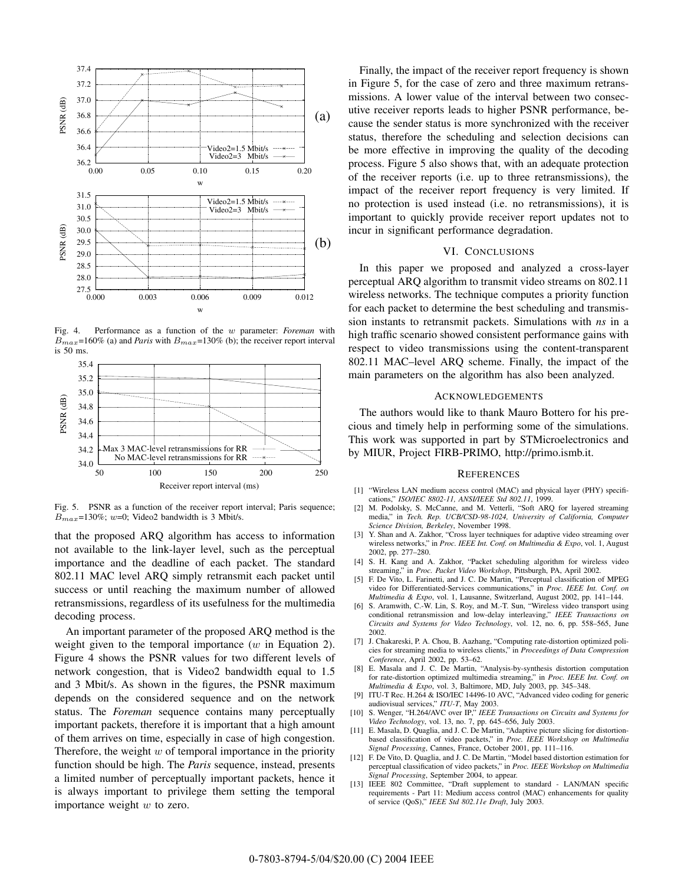37.4
37.2
37.0
36.8
36.6
36.4
36.2
PSNR (dB)
0.00 0.05 0.10 0.15 0.20
w
Video2=1.5 Mbit/s
Video2=3 Mbit/s
(a)

31.5
31.0
30.5
30.0
29.5
29.0
28.5
28.0
27.5
PSNR (dB)
0.000 0.003 0.006 0.009 0.012
w
Video2=1.5 Mbit/s
Video2=3 Mbit/s
(b)

Fig. 4. Performance as a function of the $w$ parameter: *Foreman* with $B_{max}$=160% (a) and *Paris* with $B_{max}$=130% (b); the receiver report interval is 50 ms.

35.4
35.2
35.0
34.8
34.6
34.4
34.2
34.0
PSNR (dB)
50 100 150 200 250
Receiver report interval (ms)
Max 3 MAC-level retransmissions for RR
No MAC-level retransmissions for RR

Fig. 5. PSNR as a function of the receiver report interval; Paris sequence; $B_{max}$=130%; $w$=0; Video2 bandwidth is 3 Mbit/s.

that the proposed ARQ algorithm has access to information not available to the link-layer level, such as the perceptual importance and the deadline of each packet. The standard 802.11 MAC level ARQ simply retransmit each packet until success or until reaching the maximum number of allowed retransmissions, regardless of its usefulness for the multimedia decoding process.

An important parameter of the proposed ARQ method is the weight given to the temporal importance ($w$ in Equation 2). Figure 4 shows the PSNR values for two different levels of network congestion, that is Video2 bandwidth equal to 1.5 and 3 Mbit/s. As shown in the figures, the PSNR maximum depends on the considered sequence and on the network status. The *Foreman* sequence contains many perceptually important packets, therefore it is important that a high amount of them arrives on time, especially in case of high congestion. Therefore, the weight $w$ of temporal importance in the priority function should be high. The *Paris* sequence, instead, presents a limited number of perceptually important packets, hence it is always important to privilege them setting the temporal importance weight $w$ to zero.

Finally, the impact of the receiver report frequency is shown in Figure 5, for the case of zero and three maximum retransmissions. A lower value of the interval between two consecutive receiver reports leads to higher PSNR performance, because the sender status is more synchronized with the receiver status, therefore the scheduling and selection decisions can be more effective in improving the quality of the decoding process. Figure 5 also shows that, with an adequate protection of the receiver reports (i.e. up to three retransmissions), the impact of the receiver report frequency is very limited. If no protection is used instead (i.e. no retransmissions), it is important to quickly provide receiver report updates not to incur in significant performance degradation.

## VI. Conclusions

In this paper we proposed and analyzed a cross-layer perceptual ARQ algorithm to transmit video streams on 802.11 wireless networks. The technique computes a priority function for each packet to determine the best scheduling and transmission instants to retransmit packets. Simulations with *ns* in a high traffic scenario showed consistent performance gains with respect to video transmissions using the content-transparent 802.11 MAC–level ARQ scheme. Finally, the impact of the main parameters on the algorithm has also been analyzed.

## Acknowledgements

The authors would like to thank Mauro Bottero for his precious and timely help in performing some of the simulations. This work was supported in part by STMicroelectronics and by MIUR, Project FIRB-PRIMO, http://primo.ismb.it.

## References

[1] "Wireless LAN medium access control (MAC) and physical layer (PHY) specifications," *ISO/IEC 8802-11, ANSI/IEEE Std 802.11*, 1999.

[2] M. Podolsky, S. McCanne, and M. Vetterli, "Soft ARQ for layered streaming media," in *Tech. Rep. UCB/CSD-98-1024, University of California, Computer Science Division, Berkeley*, November 1998.

[3] Y. Shan and A. Zakhor, "Cross layer techniques for adaptive video streaming over wireless networks," in *Proc. IEEE Int. Conf. on Multimedia & Expo*, vol. 1, August 2002, pp. 277–280.

[4] S. H. Kang and A. Zakhor, "Packet scheduling algorithm for wireless video streaming," in *Proc. Packet Video Workshop*, Pittsburgh, PA, April 2002.

[5] F. De Vito, L. Farinetti, and J. C. De Martin, "Perceptual classification of MPEG video for Differentiated-Services communications," in *Proc. IEEE Int. Conf. on Multimedia & Expo*, vol. 1, Lausanne, Switzerland, August 2002, pp. 141–144.

[6] S. Aramwith, C.-W. Lin, S. Roy, and M.-T. Sun, "Wireless video transport using conditional retransmission and low-delay interleaving," *IEEE Transactions on Circuits and Systems for Video Technology*, vol. 12, no. 6, pp. 558–565, June 2002.

[7] J. Chakareski, P. A. Chou, B. Aazhang, "Computing rate-distortion optimized policies for streaming media to wireless clients," in *Proceedings of Data Compression Conference*, April 2002, pp. 53–62.

[8] E. Masala and J. C. De Martin, "Analysis-by-synthesis distortion computation for rate-distortion optimized multimedia streaming," in *Proc. IEEE Int. Conf. on Multimedia & Expo*, vol. 3, Baltimore, MD, July 2003, pp. 345–348.

[9] ITU-T Rec. H.264 & ISO/IEC 14496-10 AVC, "Advanced video coding for generic audiovisual services," *ITU-T*, May 2003.

[10] S. Wenger, "H.264/AVC over IP," *IEEE Transactions on Circuits and Systems for Video Technology*, vol. 13, no. 7, pp. 645–656, July 2003.

[11] E. Masala, D. Quaglia, and J. C. De Martin, "Adaptive picture slicing for distortion-based classification of video packets," in *Proc. IEEE Workshop on Multimedia Signal Processing*, Cannes, France, October 2001, pp. 111–116.

[12] F. De Vito, D. Quaglia, and J. C. De Martin, "Model based distortion estimation for perceptual classification of video packets," in *Proc. IEEE Workshop on Multimedia Signal Processing*, September 2004, to appear.

[13] IEEE 802 Committee, "Draft supplement to standard - LAN/MAN specific requirements - Part 11: Medium access control (MAC) enhancements for quality of service (QoS)," *IEEE Std 802.11e Draft*, July 2003.